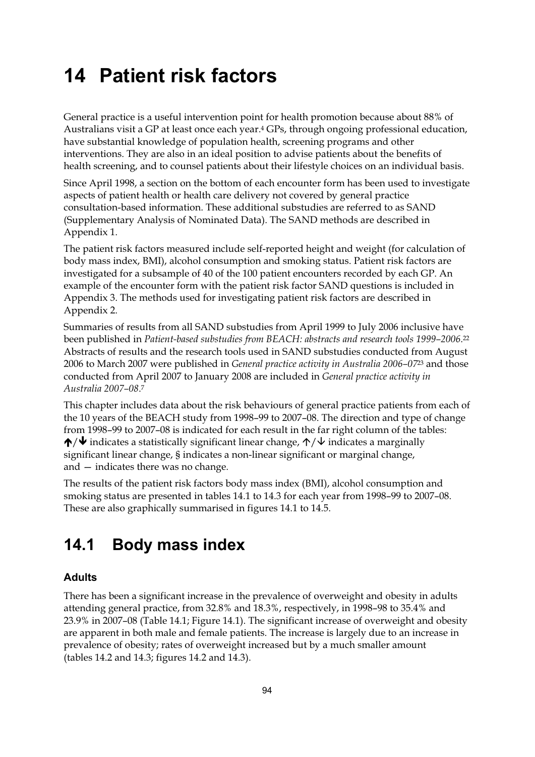# 14 Patient risk factors

General practice is a useful intervention point for health promotion because about 88% of Australians visit a GP at least once each year.[4] GPs, through ongoing professional education, have substantial knowledge of population health, screening programs and other interventions. They are also in an ideal position to advise patients about the benefits of health screening, and to counsel patients about their lifestyle choices on an individual basis.

Since April 1998, a section on the bottom of each encounter form has been used to investigate aspects of patient health or health care delivery not covered by general practice consultation-based information. These additional substudies are referred to as SAND (Supplementary Analysis of Nominated Data). The SAND methods are described in Appendix 1.

The patient risk factors measured include self-reported height and weight (for calculation of body mass index, BMI), alcohol consumption and smoking status. Patient risk factors are investigated for a subsample of 40 of the 100 patient encounters recorded by each GP. An example of the encounter form with the patient risk factor SAND questions is included in Appendix 3. The methods used for investigating patient risk factors are described in Appendix 2.

Summaries of results from all SAND substudies from April 1999 to July 2006 inclusive have been published in *Patient-based substudies from BEACH: abstracts and research tools 1999–2006*.[22] Abstracts of results and the research tools used in SAND substudies conducted from August 2006 to March 2007 were published in *General practice activity in Australia 2006–07*[23] and those conducted from April 2007 to January 2008 are included in *General practice activity in Australia 2007–08*.[7]

This chapter includes data about the risk behaviours of general practice patients from each of the 10 years of the BEACH study from 1998–99 to 2007–08. The direction and type of change from 1998–99 to 2007–08 is indicated for each result in the far right column of the tables: **↑**/**↓** indicates a statistically significant linear change, ↑/↓ indicates a marginally significant linear change, § indicates a non-linear significant or marginal change, and — indicates there was no change.

The results of the patient risk factors body mass index (BMI), alcohol consumption and smoking status are presented in tables 14.1 to 14.3 for each year from 1998–99 to 2007–08. These are also graphically summarised in figures 14.1 to 14.5.

## 14.1 Body mass index

### Adults

There has been a significant increase in the prevalence of overweight and obesity in adults attending general practice, from 32.8% and 18.3%, respectively, in 1998–98 to 35.4% and 23.9% in 2007–08 (Table 14.1; Figure 14.1). The significant increase of overweight and obesity are apparent in both male and female patients. The increase is largely due to an increase in prevalence of obesity; rates of overweight increased but by a much smaller amount (tables 14.2 and 14.3; figures 14.2 and 14.3).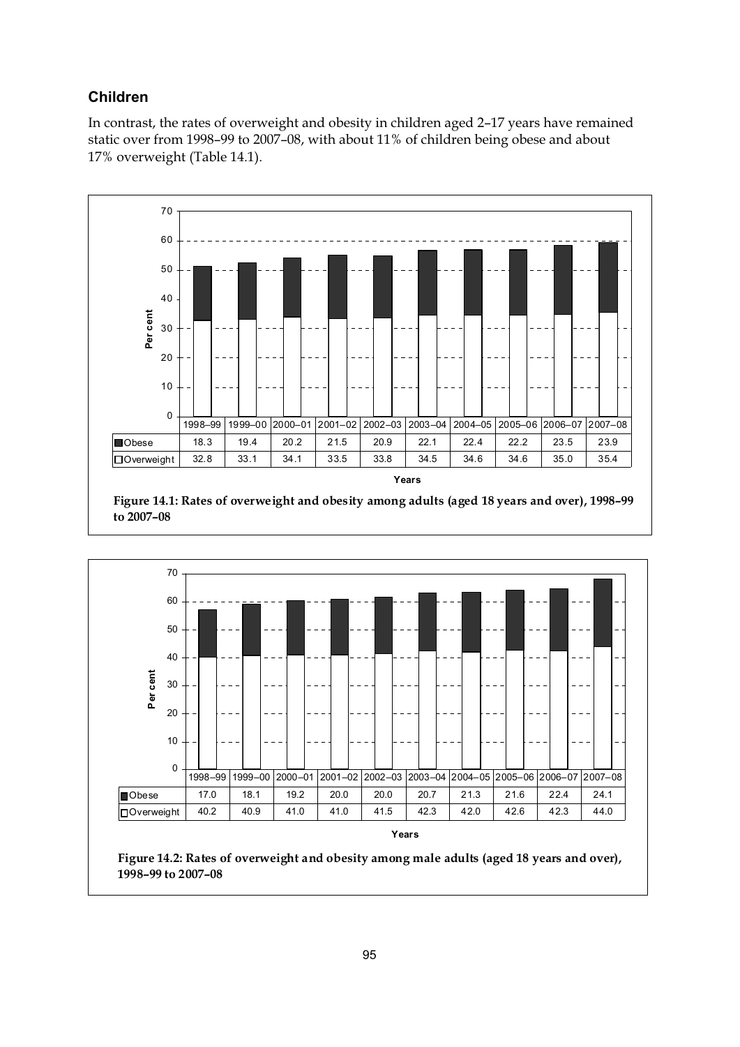## Children

In contrast, the rates of overweight and obesity in children aged 2–17 years have remained static over from 1998–99 to 2007–08, with about 11% of children being obese and about 17% overweight (Table 14.1).

70
60
50
40
30
20
10
0

Per cent

1998–99 1999–00 2000–01 2001–02 2002–03 2003–04 2004–05 2005–06 2006–07 2007–08

Obese 18.3 19.4 20.2 21.5 20.9 22.1 22.4 22.2 23.5 23.9

Overweight 32.8 33.1 34.1 33.5 33.8 34.5 34.6 34.6 35.0 35.4

Years

**Figure 14.1: Rates of overweight and obesity among adults (aged 18 years and over), 1998–99 to 2007–08**

70
60
50
40
30
20
10
0

Per cent

1998–99 1999–00 2000–01 2001–02 2002–03 2003–04 2004–05 2005–06 2006–07 2007–08

Obese 17.0 18.1 19.2 20.0 20.0 20.7 21.3 21.6 22.4 24.1

Overweight 40.2 40.9 41.0 41.0 41.5 42.3 42.0 42.6 42.3 44.0

Years

**Figure 14.2: Rates of overweight and obesity among male adults (aged 18 years and over), 1998–99 to 2007–08**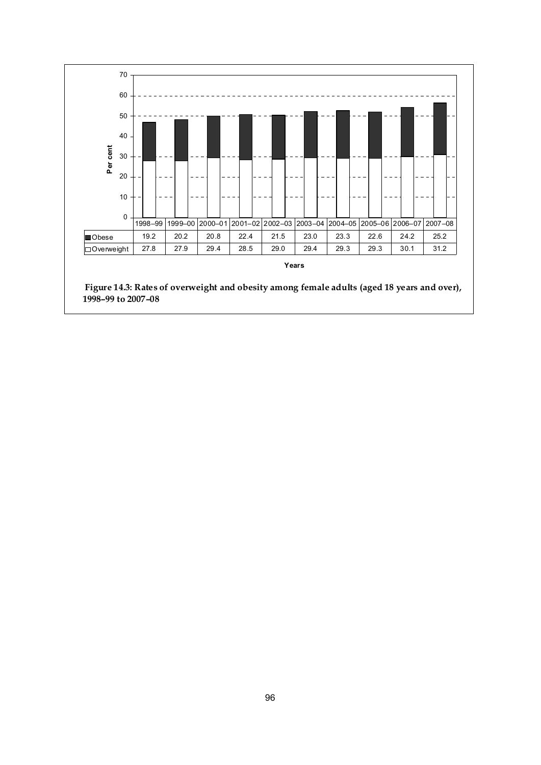70
60
50
40
30
20
10
0

Per cent

1998–99 1999–00 2000–01 2001–02 2002–03 2003–04 2004–05 2005–06 2006–07 2007–08

Obese 19.2 20.2 20.8 22.4 21.5 23.0 23.3 22.6 24.2 25.2

Overweight 27.8 27.9 29.4 28.5 29.0 29.4 29.3 29.3 30.1 31.2

Years

**Figure 14.3: Rates of overweight and obesity among female adults (aged 18 years and over), 1998–99 to 2007–08**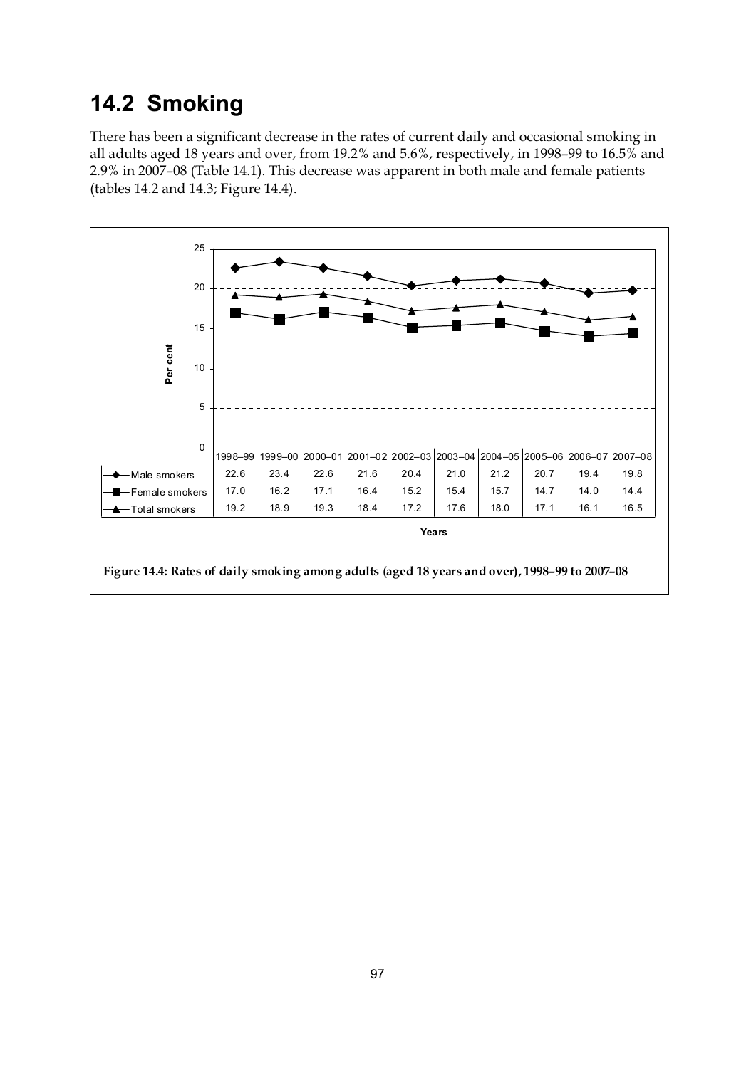## 14.2 Smoking

There has been a significant decrease in the rates of current daily and occasional smoking in all adults aged 18 years and over, from 19.2% and 5.6%, respectively, in 1998–99 to 16.5% and 2.9% in 2007–08 (Table 14.1). This decrease was apparent in both male and female patients (tables 14.2 and 14.3; Figure 14.4).

25
20
15
10
5
0

Per cent

1998–99 1999–00 2000–01 2001–02 2002–03 2003–04 2004–05 2005–06 2006–07 2007–08

Male smokers 22.6 23.4 22.6 21.6 20.4 21.0 21.2 20.7 19.4 19.8

Female smokers 17.0 16.2 17.1 16.4 15.2 15.4 15.7 14.7 14.0 14.4

Total smokers 19.2 18.9 19.3 18.4 17.2 17.6 18.0 17.1 16.1 16.5

Years

**Figure 14.4: Rates of daily smoking among adults (aged 18 years and over), 1998–99 to 2007–08**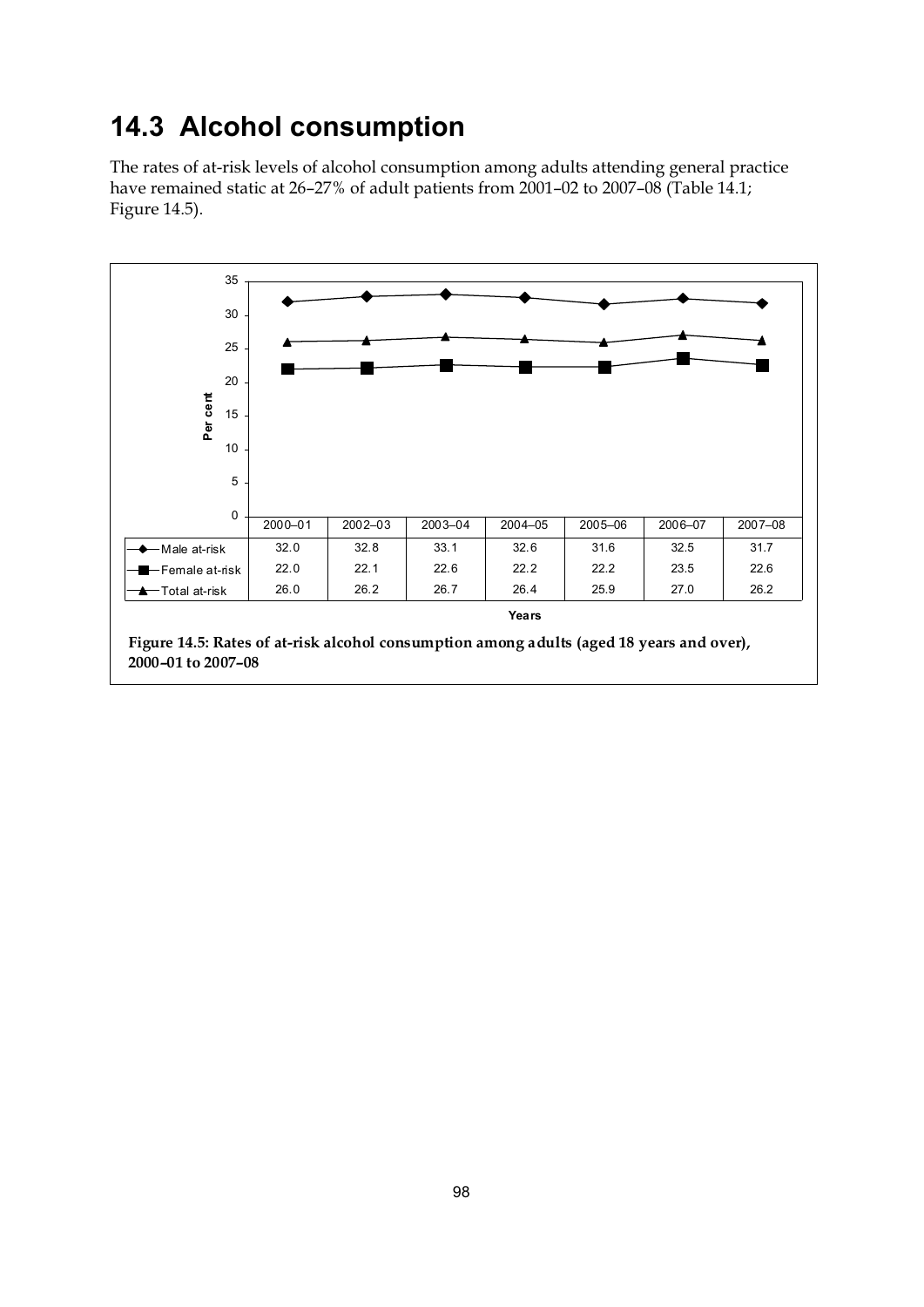## 14.3 Alcohol consumption

The rates of at-risk levels of alcohol consumption among adults attending general practice have remained static at 26–27% of adult patients from 2001–02 to 2007–08 (Table 14.1; Figure 14.5).

Per cent

35
30
25
20
15
10
5
0

2000–01 2002–03 2003–04 2004–05 2005–06 2006–07 2007–08

Male at-risk 32.0 32.8 33.1 32.6 31.6 32.5 31.7

Female at-risk 22.0 22.1 22.6 22.2 22.2 23.5 22.6

Total at-risk 26.0 26.2 26.7 26.4 25.9 27.0 26.2

Years

**Figure 14.5: Rates of at-risk alcohol consumption among adults (aged 18 years and over), 2000–01 to 2007–08**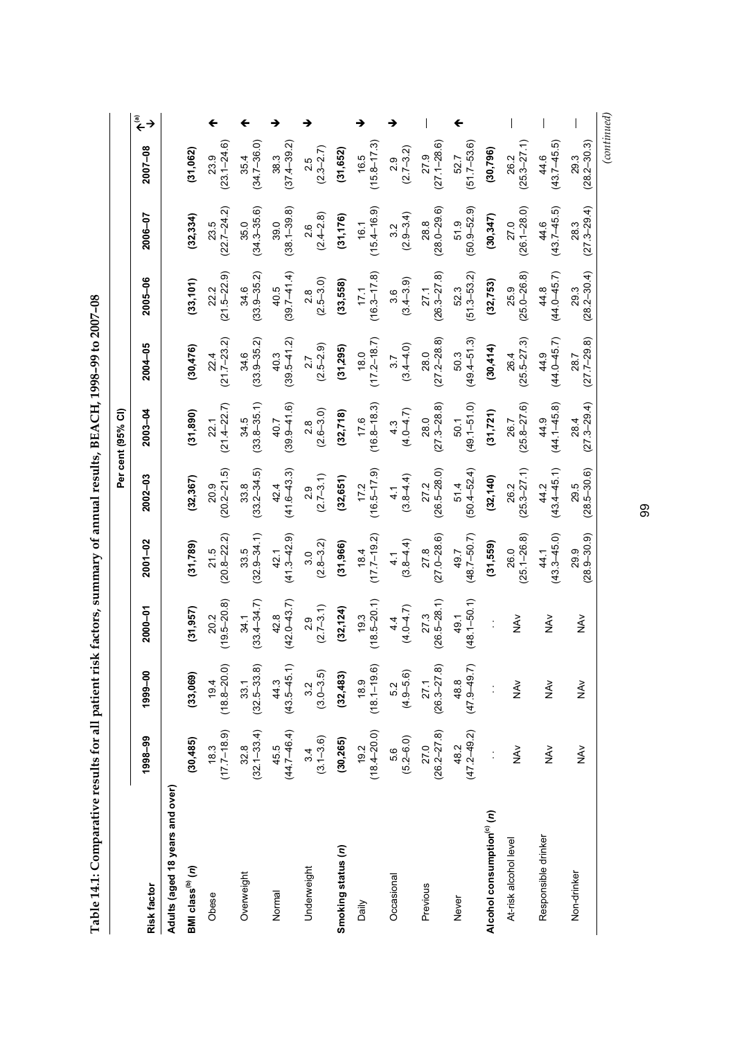**Table 14.1: Comparative results for all patient risk factors, summary of annual results, BEACH, 1998–99 to 2007–08**

| | Per cent (95% CI) | | | | | | | | | | |
|---|---|---|---|---|---|---|---|---|---|---|---|
| Risk factor | 1998–99 | 1999–00 | 2000–01 | 2001–02 | 2002–03 | 2003–04 | 2004–05 | 2005–06 | 2006–07 | 2007–08 | ↑↓[(a)] |
| **Adults (aged 18 years and over)** | | | | | | | | | | | |
| **BMI class[(b)] (*n*)** | **(30,485)** | **(33,069)** | **(31,957)** | **(31,789)** | **(32,367)** | **(31,890)** | **(30,476)** | **(33,101)** | **(32,334)** | **(31,062)** | |
| Obese | 18.3 (17.7–18.9) | 19.4 (18.8–20.0) | 20.2 (19.5–20.8) | 21.5 (20.8–22.2) | 20.9 (20.2–21.5) | 22.1 (21.4–22.7) | 22.4 (21.7–23.2) | 22.2 (21.5–22.9) | 23.5 (22.7–24.2) | 23.9 (23.1–24.6) | ↑ |
| Overweight | 32.8 (32.1–33.4) | 33.1 (32.5–33.8) | 34.1 (33.4–34.7) | 33.5 (32.9–34.1) | 33.8 (33.2–34.5) | 34.5 (33.8–35.1) | 34.6 (33.9–35.2) | 34.6 (33.9–35.2) | 35.0 (34.3–35.6) | 35.4 (34.7–36.0) | ↑ |
| Normal | 45.5 (44.7–46.4) | 44.3 (43.5–45.1) | 42.8 (42.0–43.7) | 42.1 (41.3–42.9) | 42.4 (41.6–43.3) | 40.7 (39.9–41.6) | 40.3 (39.5–41.2) | 40.5 (39.7–41.4) | 39.0 (38.1–39.8) | 38.3 (37.4–39.2) | ↓ |
| Underweight | 3.4 (3.1–3.6) | 3.2 (3.0–3.5) | 2.9 (2.7–3.1) | 3.0 (2.8–3.2) | 2.9 (2.7–3.1) | 2.8 (2.6–3.0) | 2.7 (2.5–2.9) | 2.8 (2.5–3.0) | 2.6 (2.4–2.8) | 2.5 (2.3–2.7) | ↓ |
| **Smoking status (*n*)** | **(30,265)** | **(32,483)** | **(32,124)** | **(31,966)** | **(32,651)** | **(32,718)** | **(31,295)** | **(33,558)** | **(31,176)** | **(31,652)** | |
| Daily | 19.2 (18.4–20.0) | 18.9 (18.1–19.6) | 19.3 (18.5–20.1) | 18.4 (17.7–19.2) | 17.2 (16.5–17.9) | 17.6 (16.8–18.3) | 18.0 (17.2–18.7) | 17.1 (16.3–17.8) | 16.1 (15.4–16.9) | 16.5 (15.8–17.3) | ↓ |
| Occasional | 5.6 (5.2–6.0) | 5.2 (4.9–5.6) | 4.4 (4.0–4.7) | 4.1 (3.8–4.4) | 4.1 (3.8–4.4) | 4.3 (4.0–4.7) | 3.7 (3.4–4.0) | 3.6 (3.4–3.9) | 3.2 (2.9–3.4) | 2.9 (2.7–3.2) | ↓ |
| Previous | 27.0 (26.2–27.8) | 27.1 (26.3–27.8) | 27.3 (26.5–28.1) | 27.8 (27.0–28.6) | 27.2 (26.5–28.0) | 28.0 (27.3–28.8) | 28.0 (27.2–28.8) | 27.1 (26.3–27.8) | 28.8 (28.0–29.6) | 27.9 (27.1–28.6) | — |
| Never | 48.2 (47.2–49.2) | 48.8 (47.9–49.7) | 49.1 (48.1–50.1) | 49.7 (48.7–50.7) | 51.4 (50.4–52.4) | 50.1 (49.1–51.0) | 50.3 (49.4–51.3) | 52.3 (51.3–53.2) | 51.9 (50.9–52.9) | 52.7 (51.7–53.6) | ↑ |
| **Alcohol consumption[(c)] (*n*)** | . . | . . | . . | **(31,559)** | **(32,140)** | **(31,721)** | **(30,414)** | **(32,753)** | **(30,347)** | **(30,796)** | |
| At-risk alcohol level | NAv | NAv | NAv | 26.0 (25.1–26.8) | 26.2 (25.3–27.1) | 26.7 (25.8–27.6) | 26.4 (25.5–27.3) | 25.9 (25.0–26.8) | 27.0 (26.1–28.0) | 26.2 (25.3–27.1) | — |
| Responsible drinker | NAv | NAv | NAv | 44.1 (43.3–45.0) | 44.2 (43.4–45.1) | 44.9 (44.1–45.8) | 44.9 (44.0–45.7) | 44.8 (44.0–45.7) | 44.6 (43.7–45.5) | 44.6 (43.7–45.5) | — |
| Non-drinker | NAv | NAv | NAv | 29.9 (28.9–30.9) | 29.5 (28.5–30.6) | 28.4 (27.3–29.4) | 28.7 (27.7–29.8) | 29.3 (28.2–30.4) | 28.3 (27.3–29.4) | 29.3 (28.2–30.3) | — |

*(continued)*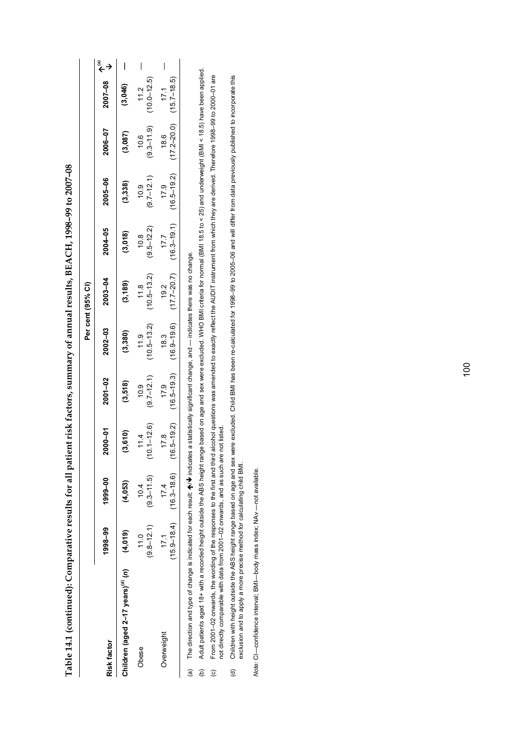**Table 14.1 (continued): Comparative results for all patient risk factors, summary of annual results, BEACH, 1998–99 to 2007–08**

| Risk factor | Per cent (95% CI) | | | | | | | | | | |
|---|---|---|---|---|---|---|---|---|---|---|---|
| | 1998–99 | 1999–00 | 2000–01 | 2001–02 | 2002–03 | 2003–04 | 2004–05 | 2005–06 | 2006–07 | 2007–08 | ↑/↓[(a)] |
| **Children (aged 2–17 years)[(d)] (*n*)** | **(4,019)** | **(4,053)** | **(3,610)** | **(3,518)** | **(3,380)** | **(3,189)** | **(3,018)** | **(3,338)** | **(3,087)** | **(3,046)** | — |
| Obese | 11.0 (9.8–12.1) | 10.4 (9.3–11.5) | 11.4 (10.1–12.6) | 10.9 (9.7–12.1) | 11.9 (10.5–13.2) | 11.8 (10.5–13.2) | 10.8 (9.5–12.2) | 10.9 (9.7–12.1) | 10.6 (9.3–11.9) | 11.2 (10.0–12.5) | — |
| Overweight | 17.1 (15.9–18.4) | 17.4 (16.3–18.6) | 17.8 (16.5–19.2) | 17.9 (16.5–19.3) | 18.3 (16.9–19.6) | 19.2 (17.7–20.7) | 17.7 (16.3–19.1) | 17.9 (16.5–19.2) | 18.6 (17.2–20.0) | 17.1 (15.7–18.5) | — |

(a) The direction and type of change is indicated for each result: ↑/↓ indicates a statistically significant change, and — indicates there was no change.

(b) Adult patients aged 18+ with a recorded height outside the ABS height range based on age and sex were excluded. WHO BMI criteria for normal (BMI 18.5 to < 25) and underweight (BMI < 18.5) have been applied.

(c) From 2001–02 onwards, the wording of the responses to the first and third alcohol questions was amended to exactly reflect the AUDIT instrument from which they are derived. Therefore 1998–99 to 2000–01 are not directly comparable with data from 2001–02 onwards, and as such are not listed.

(d) Children with height outside the ABS height range based on age and sex were excluded. Child BMI has been re-calculated for 1998–99 to 2005–06 and will differ from data previously published to incorporate this exclusion and to apply a more precise method for calculating child BMI.

*Note:* CI—confidence interval; BMI—body mass index; NAv—not available.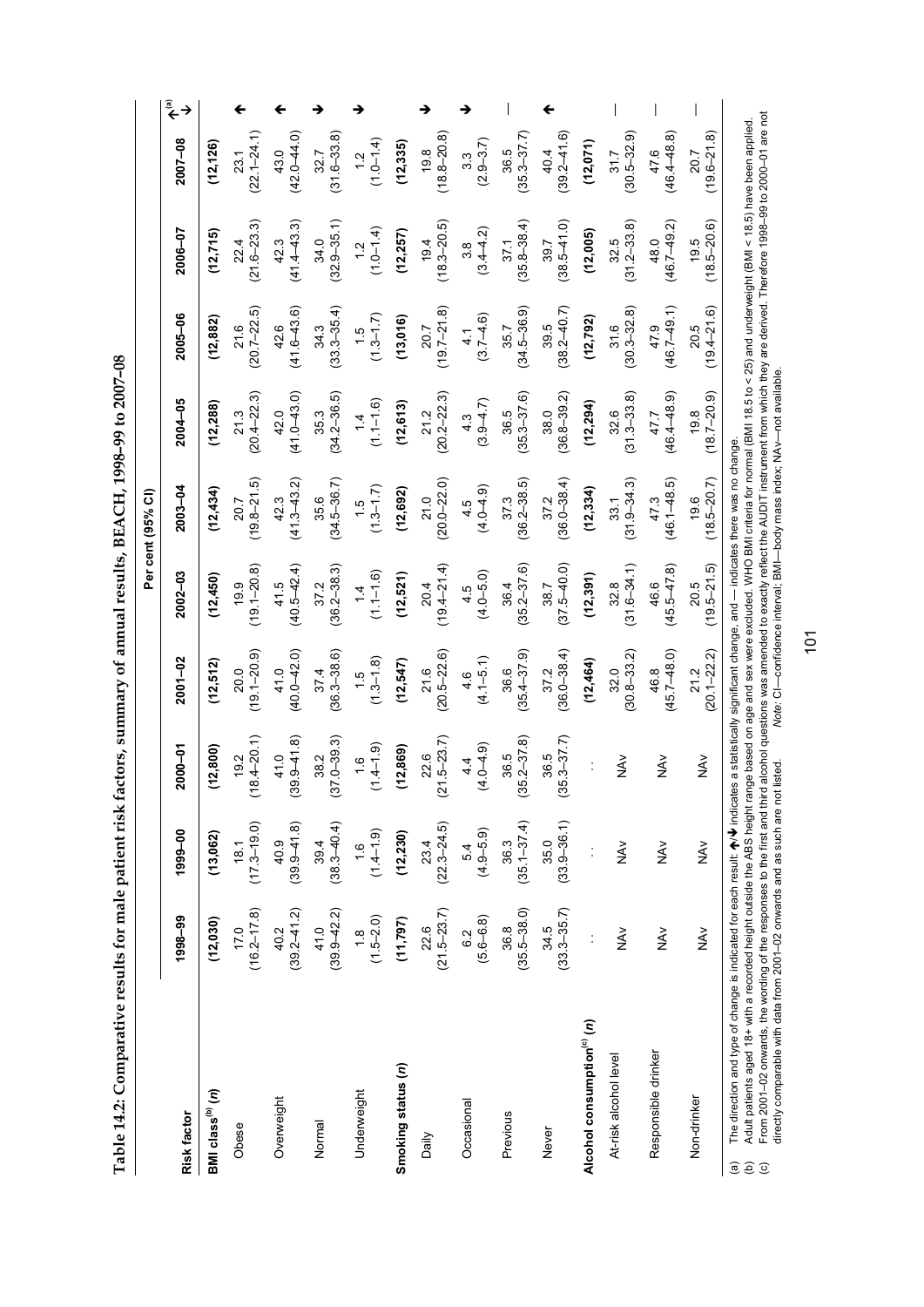**Table 14.2: Comparative results for male patient risk factors, summary of annual results, BEACH, 1998–99 to 2007–08**

| Risk factor | Per cent (95% CI) | | | | | | | | | | $\uparrow\downarrow$[(a)] |
|---|---|---|---|---|---|---|---|---|---|---|---|
| | 1998–99 | 1999–00 | 2000–01 | 2001–02 | 2002–03 | 2003–04 | 2004–05 | 2005–06 | 2006–07 | 2007–08 | |
| **BMI class[(b)] (*n*)** | **(12,030)** | **(13,062)** | **(12,800)** | **(12,512)** | **(12,450)** | **(12,434)** | **(12,288)** | **(12,882)** | **(12,715)** | **(12,126)** | |
| Obese | 17.0 (16.2–17.8) | 18.1 (17.3–19.0) | 19.2 (18.4–20.1) | 20.0 (19.1–20.9) | 19.9 (19.1–20.8) | 20.7 (19.8–21.5) | 21.3 (20.4–22.3) | 21.6 (20.7–22.5) | 22.4 (21.6–23.3) | 23.1 (22.1–24.1) | $\uparrow$ |
| Overweight | 40.2 (39.2–41.2) | 40.9 (39.9–41.8) | 41.0 (39.9–41.8) | 41.0 (40.0–42.0) | 41.5 (40.5–42.4) | 42.3 (41.3–43.2) | 42.0 (41.0–43.0) | 42.6 (41.6–43.6) | 42.3 (41.4–43.3) | 43.0 (42.0–44.0) | $\uparrow$ |
| Normal | 41.0 (39.9–42.2) | 39.4 (38.3–40.4) | 38.2 (37.0–39.3) | 37.4 (36.3–38.6) | 37.2 (36.2–38.3) | 35.6 (34.5–36.7) | 35.3 (34.2–36.5) | 34.3 (33.3–35.4) | 34.0 (32.9–35.1) | 32.7 (31.6–33.8) | $\downarrow$ |
| Underweight | 1.8 (1.5–2.0) | 1.6 (1.4–1.9) | 1.6 (1.4–1.9) | 1.5 (1.3–1.8) | 1.4 (1.1–1.6) | 1.5 (1.3–1.7) | 1.4 (1.1–1.6) | 1.5 (1.3–1.7) | 1.2 (1.0–1.4) | 1.2 (1.0–1.4) | $\downarrow$ |
| **Smoking status (*n*)** | **(11,797)** | **(12,230)** | **(12,869)** | **(12,547)** | **(12,521)** | **(12,692)** | **(12,613)** | **(13,016)** | **(12,257)** | **(12,335)** | |
| Daily | 22.6 (21.5–23.7) | 23.4 (22.3–24.5) | 22.6 (21.5–23.7) | 21.6 (20.5–22.6) | 20.4 (19.4–21.4) | 21.0 (20.0–22.0) | 21.2 (20.2–22.3) | 20.7 (19.7–21.8) | 19.4 (18.3–20.5) | 19.8 (18.8–20.8) | $\downarrow$ |
| Occasional | 6.2 (5.6–6.8) | 5.4 (4.9–5.9) | 4.4 (4.0–4.9) | 4.6 (4.1–5.1) | 4.5 (4.0–5.0) | 4.5 (4.0–4.9) | 4.3 (3.9–4.7) | 4.1 (3.7–4.6) | 3.8 (3.4–4.2) | 3.3 (2.9–3.7) | $\downarrow$ |
| Previous | 36.8 (35.5–38.0) | 36.3 (35.1–37.4) | 36.5 (35.2–37.8) | 36.6 (35.4–37.9) | 36.4 (35.2–37.6) | 37.3 (36.2–38.5) | 36.5 (35.3–37.6) | 35.7 (34.5–36.9) | 37.1 (35.8–38.4) | 36.5 (35.3–37.7) | — |
| Never | 34.5 (33.3–35.7) | 35.0 (33.9–36.1) | 36.5 (35.3–37.7) | 37.2 (36.0–38.4) | 38.7 (37.5–40.0) | 37.2 (36.0–38.4) | 38.0 (36.8–39.2) | 39.5 (38.2–40.7) | 39.7 (38.5–41.0) | 40.4 (39.2–41.6) | $\uparrow$ |
| **Alcohol consumption[(c)] (*n*)** | .. | .. | .. | **(12,464)** | **(12,391)** | **(12,334)** | **(12,294)** | **(12,792)** | **(12,005)** | **(12,071)** | |
| At-risk alcohol level | NAv | NAv | NAv | 32.0 (30.8–33.2) | 32.8 (31.6–34.1) | 33.1 (31.9–34.3) | 32.6 (31.3–33.8) | 31.6 (30.3–32.8) | 32.5 (31.2–33.8) | 31.7 (30.5–32.9) | — |
| Responsible drinker | NAv | NAv | NAv | 46.8 (45.7–48.0) | 46.6 (45.5–47.8) | 47.3 (46.1–48.5) | 47.7 (46.4–48.9) | 47.9 (46.7–49.1) | 48.0 (46.7–49.2) | 47.6 (46.4–48.8) | — |
| Non-drinker | NAv | NAv | NAv | 21.2 (20.1–22.2) | 20.5 (19.5–21.5) | 19.6 (18.5–20.7) | 19.8 (18.7–20.9) | 20.5 (19.4–21.6) | 19.5 (18.5–20.6) | 20.7 (19.6–21.8) | — |

(a) The direction and type of change is indicated for each result: $\uparrow$/$\downarrow$ indicates a statistically significant change, and — indicates there was no change.

(b) Adult patients aged 18+ with a recorded height outside the ABS height range based on age and sex were excluded. WHO BMI criteria for normal (BMI 18.5 to < 25) and underweight (BMI < 18.5) have been applied.

(c) From 2001–02 onwards, the wording of the responses to the first and third alcohol questions was amended to exactly reflect the AUDIT instrument from which they are derived. Therefore 1998–99 to 2000–01 are not directly comparable with data from 2001–02 onwards and as such are not listed.

*Note:* CI—confidence interval; BMI—body mass index; NAv—not available.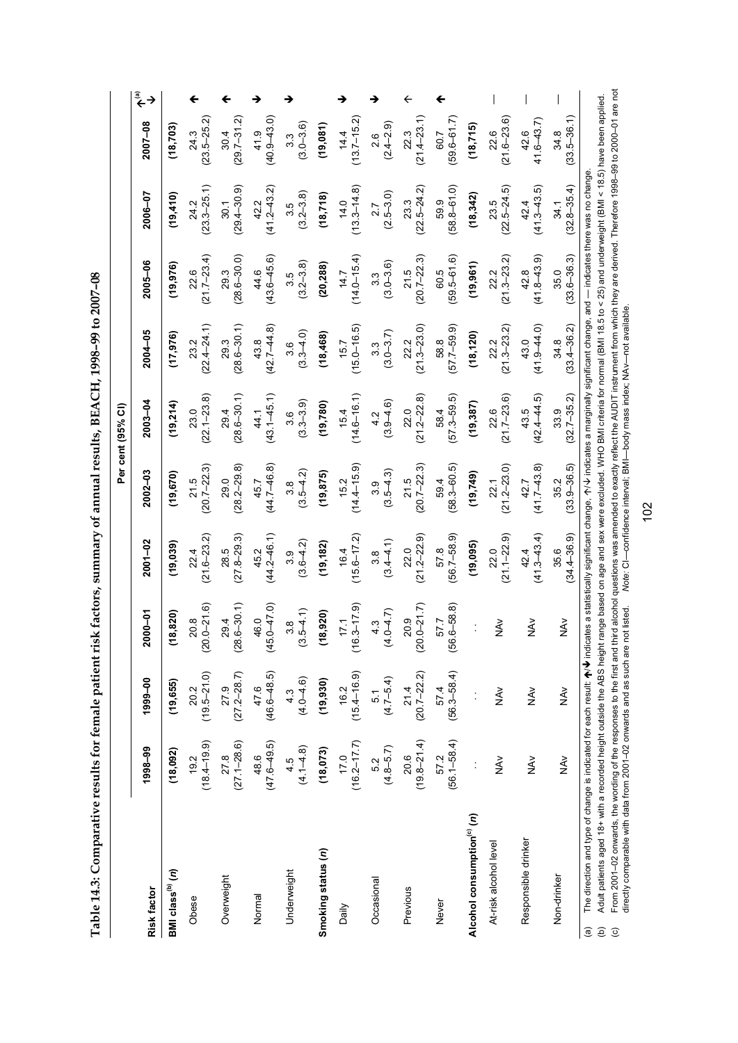**Table 14.3: Comparative results for female patient risk factors, summary of annual results, BEACH, 1998–99 to 2007–08**

| Risk factor | Per cent (95% CI) | | | | | | | | | | ↑↓[(a)] |
|---|---|---|---|---|---|---|---|---|---|---|---|
| | 1998–99 | 1999–00 | 2000–01 | 2001–02 | 2002–03 | 2003–04 | 2004–05 | 2005–06 | 2006–07 | 2007–08 | |
| **BMI class[(b)] (n)** | **(18,092)** | **(19,655)** | **(18,820)** | **(19,039)** | **(19,670)** | **(19,214)** | **(17,976)** | **(19,976)** | **(19,410)** | **(18,703)** | |
| Obese | 19.2 (18.4–19.9) | 20.2 (19.5–21.0) | 20.8 (20.0–21.6) | 22.4 (21.6–23.2) | 21.5 (20.7–22.3) | 23.0 (22.1–23.8) | 23.2 (22.4–24.1) | 22.6 (21.7–23.4) | 24.2 (23.3–25.1) | 24.3 (23.5–25.2) | ↑ |
| Overweight | 27.8 (27.1–28.6) | 27.9 (27.2–28.7) | 29.4 (28.6–30.1) | 28.5 (27.8–29.3) | 29.0 (28.2–29.8) | 29.4 (28.6–30.1) | 29.3 (28.6–30.1) | 29.3 (28.6–30.0) | 30.1 (29.4–30.9) | 30.4 (29.7–31.2) | ↑ |
| Normal | 48.6 (47.6–49.5) | 47.6 (46.6–48.5) | 46.0 (45.0–47.0) | 45.2 (44.2–46.1) | 45.7 (44.7–46.8) | 44.1 (43.1–45.1) | 43.8 (42.7–44.8) | 44.6 (43.6–45.6) | 42.2 (41.2–43.2) | 41.9 (40.9–43.0) | ↓ |
| Underweight | 4.5 (4.1–4.8) | 4.3 (4.0–4.6) | 3.8 (3.5–4.1) | 3.9 (3.6–4.2) | 3.8 (3.5–4.2) | 3.6 (3.3–3.9) | 3.6 (3.3–4.0) | 3.5 (3.2–3.8) | 3.5 (3.2–3.8) | 3.3 (3.0–3.6) | ↓ |
| **Smoking status (n)** | **(18,073)** | **(19,930)** | **(18,920)** | **(19,182)** | **(19,875)** | **(19,780)** | **(18,468)** | **(20,288)** | **(18,718)** | **(19,081)** | |
| Daily | 17.0 (16.2–17.7) | 16.2 (15.4–16.9) | 17.1 (16.3–17.9) | 16.4 (15.6–17.2) | 15.2 (14.4–15.9) | 15.4 (14.6–16.1) | 15.7 (15.0–16.5) | 14.7 (14.0–15.4) | 14.0 (13.3–14.8) | 14.4 (13.7–15.2) | ↓ |
| Occasional | 5.2 (4.8–5.7) | 5.1 (4.7–5.4) | 4.3 (4.0–4.7) | 3.8 (3.4–4.1) | 3.9 (3.5–4.3) | 4.2 (3.9–4.6) | 3.3 (3.0–3.7) | 3.3 (3.0–3.6) | 2.7 (2.5–3.0) | 2.6 (2.4–2.9) | ↓ |
| Previous | 20.6 (19.8–21.4) | 21.4 (20.7–22.2) | 20.9 (20.0–21.7) | 22.0 (21.2–22.9) | 21.5 (20.7–22.3) | 22.0 (21.2–22.8) | 22.2 (21.3–23.0) | 21.5 (20.7–22.3) | 23.3 (22.5–24.2) | 22.3 (21.4–23.1) | ↑ |
| Never | 57.2 (56.1–58.4) | 57.4 (56.3–58.4) | 57.7 (56.6–58.8) | 57.8 (56.7–58.9) | 59.4 (58.3–60.5) | 58.4 (57.3–59.5) | 58.8 (57.7–59.9) | 60.5 (59.5–61.6) | 59.9 (58.8–61.0) | 60.7 (59.6–61.7) | ↑ |
| **Alcohol consumption[(c)] (n)** | .. | .. | .. | **(19,095)** | **(19,749)** | **(19,387)** | **(18,120)** | **(19,961)** | **(18,342)** | **(18,715)** | |
| At-risk alcohol level | NAv | NAv | NAv | 22.0 (21.1–22.9) | 22.1 (21.2–23.0) | 22.6 (21.7–23.6) | 22.2 (21.3–23.2) | 22.2 (21.3–23.2) | 23.5 (22.5–24.5) | 22.6 (21.6–23.6) | — |
| Responsible drinker | NAv | NAv | NAv | 42.4 (41.3–43.4) | 42.7 (41.7–43.8) | 43.5 (42.4–44.5) | 43.0 (41.9–44.0) | 42.8 (41.8–43.9) | 42.4 (41.3–43.5) | 42.6 (41.6–43.7) | — |
| Non-drinker | NAv | NAv | NAv | 35.6 (34.4–36.9) | 35.2 (33.9–36.5) | 33.9 (32.7–35.2) | 34.8 (33.4–36.2) | 35.0 (33.6–36.3) | 34.1 (32.8–35.4) | 34.8 (33.5–36.1) | — |

(a) The direction and type of change is indicated for each result: ↑/↓ indicates a statistically significant change, ↑/↓ indicates a marginally significant change, and — indicates there was no change.

(b) Adult patients aged 18+ with a recorded height outside the ABS height range based on age and sex were excluded. WHO BMI criteria for normal (BMI 18.5 to < 25) and underweight (BMI < 18.5) have been applied.

(c) From 2001–02 onwards, the wording of the responses to the first and third alcohol questions was amended to exactly reflect the AUDIT instrument from which they are derived. Therefore 1998–99 to 2000–01 are not directly comparable with data from 2001–02 onwards and as such are not listed.

*Note:* CI—confidence interval; BMI—body mass index; NAv—not available.